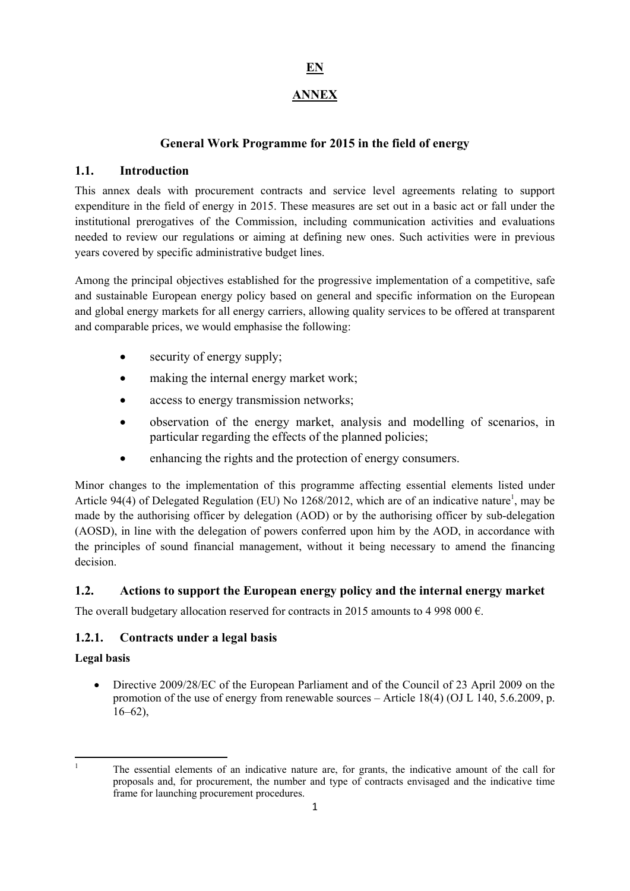**EN**

**ANNEX**

# General Work Programme for 2015 in the field of energy

## 1.1. Introduction

This annex deals with procurement contracts and service level agreements relating to support expenditure in the field of energy in 2015. These measures are set out in a basic act or fall under the institutional prerogatives of the Commission, including communication activities and evaluations needed to review our regulations or aiming at defining new ones. Such activities were in previous years covered by specific administrative budget lines.

Among the principal objectives established for the progressive implementation of a competitive, safe and sustainable European energy policy based on general and specific information on the European and global energy markets for all energy carriers, allowing quality services to be offered at transparent and comparable prices, we would emphasise the following:

- security of energy supply;
- making the internal energy market work;
- access to energy transmission networks;
- observation of the energy market, analysis and modelling of scenarios, in particular regarding the effects of the planned policies;
- enhancing the rights and the protection of energy consumers.

Minor changes to the implementation of this programme affecting essential elements listed under Article 94(4) of Delegated Regulation (EU) No 1268/2012, which are of an indicative nature[1], may be made by the authorising officer by delegation (AOD) or by the authorising officer by sub-delegation (AOSD), in line with the delegation of powers conferred upon him by the AOD, in accordance with the principles of sound financial management, without it being necessary to amend the financing decision.

## 1.2. Actions to support the European energy policy and the internal energy market

The overall budgetary allocation reserved for contracts in 2015 amounts to 4 998 000 €.

### 1.2.1. Contracts under a legal basis

**Legal basis**

- Directive 2009/28/EC of the European Parliament and of the Council of 23 April 2009 on the promotion of the use of energy from renewable sources – Article 18(4) (OJ L 140, 5.6.2009, p. 16–62),

[1] The essential elements of an indicative nature are, for grants, the indicative amount of the call for proposals and, for procurement, the number and type of contracts envisaged and the indicative time frame for launching procurement procedures.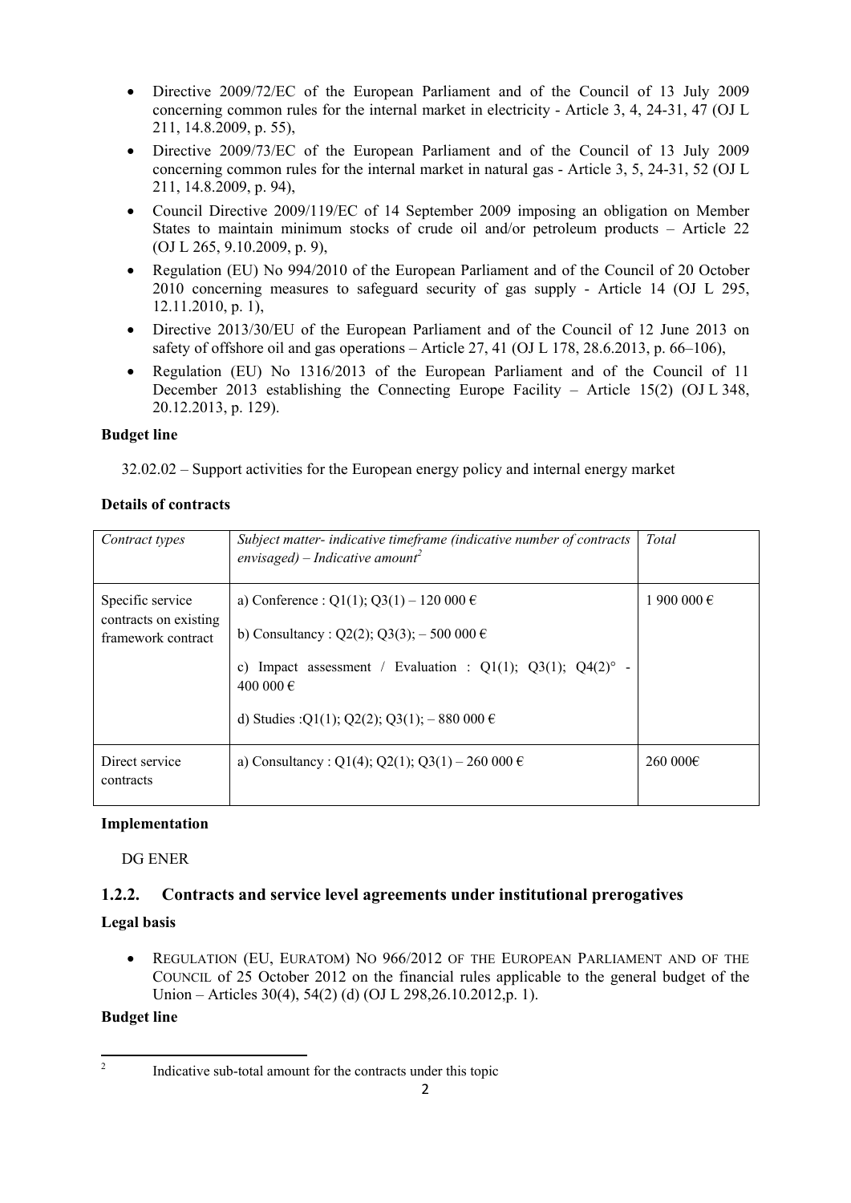- Directive 2009/72/EC of the European Parliament and of the Council of 13 July 2009 concerning common rules for the internal market in electricity - Article 3, 4, 24-31, 47 (OJ L 211, 14.8.2009, p. 55),
- Directive 2009/73/EC of the European Parliament and of the Council of 13 July 2009 concerning common rules for the internal market in natural gas - Article 3, 5, 24-31, 52 (OJ L 211, 14.8.2009, p. 94),
- Council Directive 2009/119/EC of 14 September 2009 imposing an obligation on Member States to maintain minimum stocks of crude oil and/or petroleum products – Article 22 (OJ L 265, 9.10.2009, p. 9),
- Regulation (EU) No 994/2010 of the European Parliament and of the Council of 20 October 2010 concerning measures to safeguard security of gas supply - Article 14 (OJ L 295, 12.11.2010, p. 1),
- Directive 2013/30/EU of the European Parliament and of the Council of 12 June 2013 on safety of offshore oil and gas operations – Article 27, 41 (OJ L 178, 28.6.2013, p. 66–106),
- Regulation (EU) No 1316/2013 of the European Parliament and of the Council of 11 December 2013 establishing the Connecting Europe Facility – Article 15(2) (OJ L 348, 20.12.2013, p. 129).

**Budget line**

32.02.02 – Support activities for the European energy policy and internal energy market

**Details of contracts**

| *Contract types* | *Subject matter- indicative timeframe (indicative number of contracts envisaged) – Indicative amount*[2] | *Total* |
|---|---|---|
| Specific service contracts on existing framework contract | a) Conference : Q1(1); Q3(1) – 120 000 €<br><br>b) Consultancy : Q2(2); Q3(3); – 500 000 €<br><br>c) Impact assessment / Evaluation : Q1(1); Q3(1); Q4(2)° - 400 000 €<br><br>d) Studies :Q1(1); Q2(2); Q3(1); – 880 000 € | 1 900 000 € |
| Direct service contracts | a) Consultancy : Q1(4); Q2(1); Q3(1) – 260 000 € | 260 000€ |

**Implementation**

DG ENER

### 1.2.2. Contracts and service level agreements under institutional prerogatives

**Legal basis**

- REGULATION (EU, EURATOM) NO 966/2012 OF THE EUROPEAN PARLIAMENT AND OF THE COUNCIL of 25 October 2012 on the financial rules applicable to the general budget of the Union – Articles 30(4), 54(2) (d) (OJ L 298,26.10.2012,p. 1).

**Budget line**

[2] Indicative sub-total amount for the contracts under this topic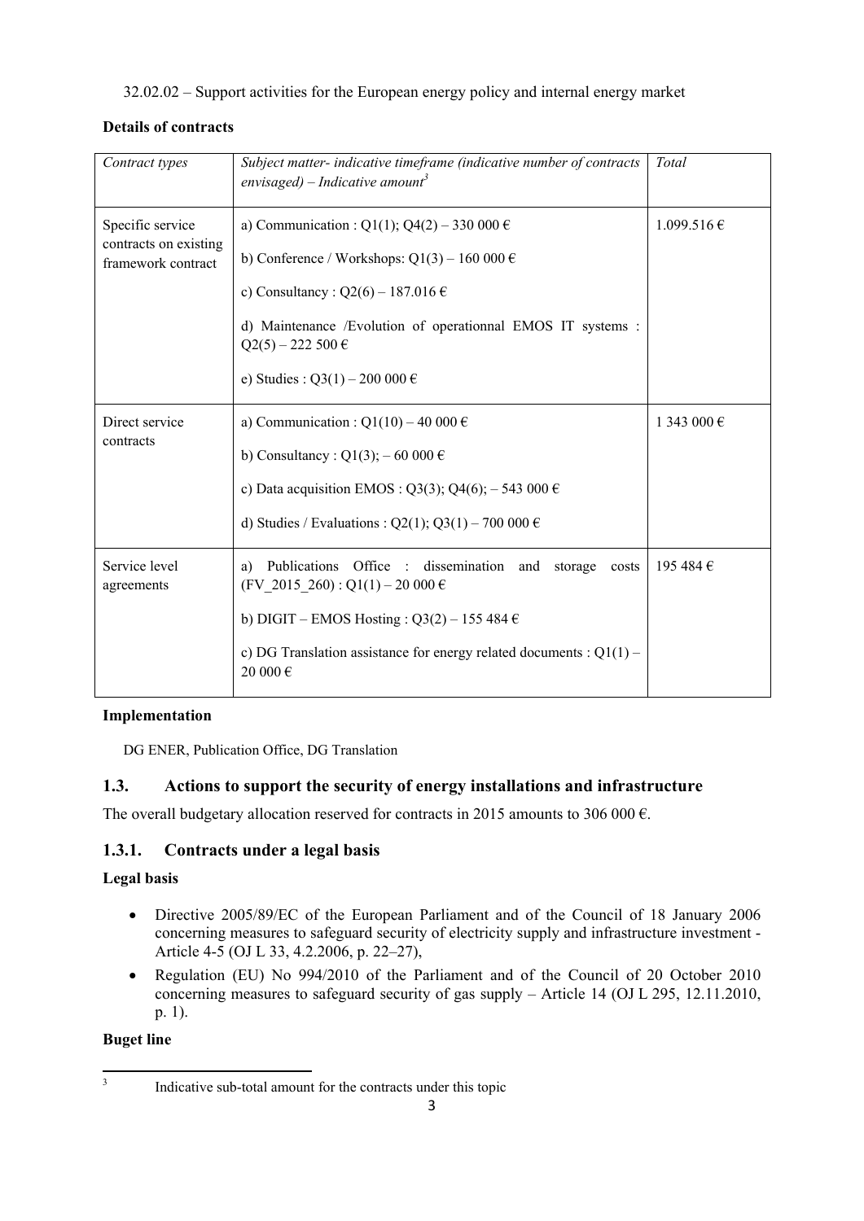32.02.02 – Support activities for the European energy policy and internal energy market

**Details of contracts**

| *Contract types* | *Subject matter- indicative timeframe (indicative number of contracts envisaged) – Indicative amount*[3] | *Total* |
|---|---|---|
| Specific service contracts on existing framework contract | a) Communication : Q1(1); Q4(2) – 330 000 €<br><br>b) Conference / Workshops: Q1(3) – 160 000 €<br><br>c) Consultancy : Q2(6) – 187.016 €<br><br>d) Maintenance /Evolution of operationnal EMOS IT systems : Q2(5) – 222 500 €<br><br>e) Studies : Q3(1) – 200 000 € | 1.099.516 € |
| Direct service contracts | a) Communication : Q1(10) – 40 000 €<br><br>b) Consultancy : Q1(3); – 60 000 €<br><br>c) Data acquisition EMOS : Q3(3); Q4(6); – 543 000 €<br><br>d) Studies / Evaluations : Q2(1); Q3(1) – 700 000 € | 1 343 000 € |
| Service level agreements | a) Publications Office : dissemination and storage costs (FV_2015_260) : Q1(1) – 20 000 €<br><br>b) DIGIT – EMOS Hosting : Q3(2) – 155 484 €<br><br>c) DG Translation assistance for energy related documents : Q1(1) – 20 000 € | 195 484 € |

**Implementation**

DG ENER, Publication Office, DG Translation

## 1.3. Actions to support the security of energy installations and infrastructure

The overall budgetary allocation reserved for contracts in 2015 amounts to 306 000 €.

### 1.3.1. Contracts under a legal basis

**Legal basis**

- Directive 2005/89/EC of the European Parliament and of the Council of 18 January 2006 concerning measures to safeguard security of electricity supply and infrastructure investment - Article 4-5 (OJ L 33, 4.2.2006, p. 22–27),
- Regulation (EU) No 994/2010 of the Parliament and of the Council of 20 October 2010 concerning measures to safeguard security of gas supply – Article 14 (OJ L 295, 12.11.2010, p. 1).

**Buget line**

[3] Indicative sub-total amount for the contracts under this topic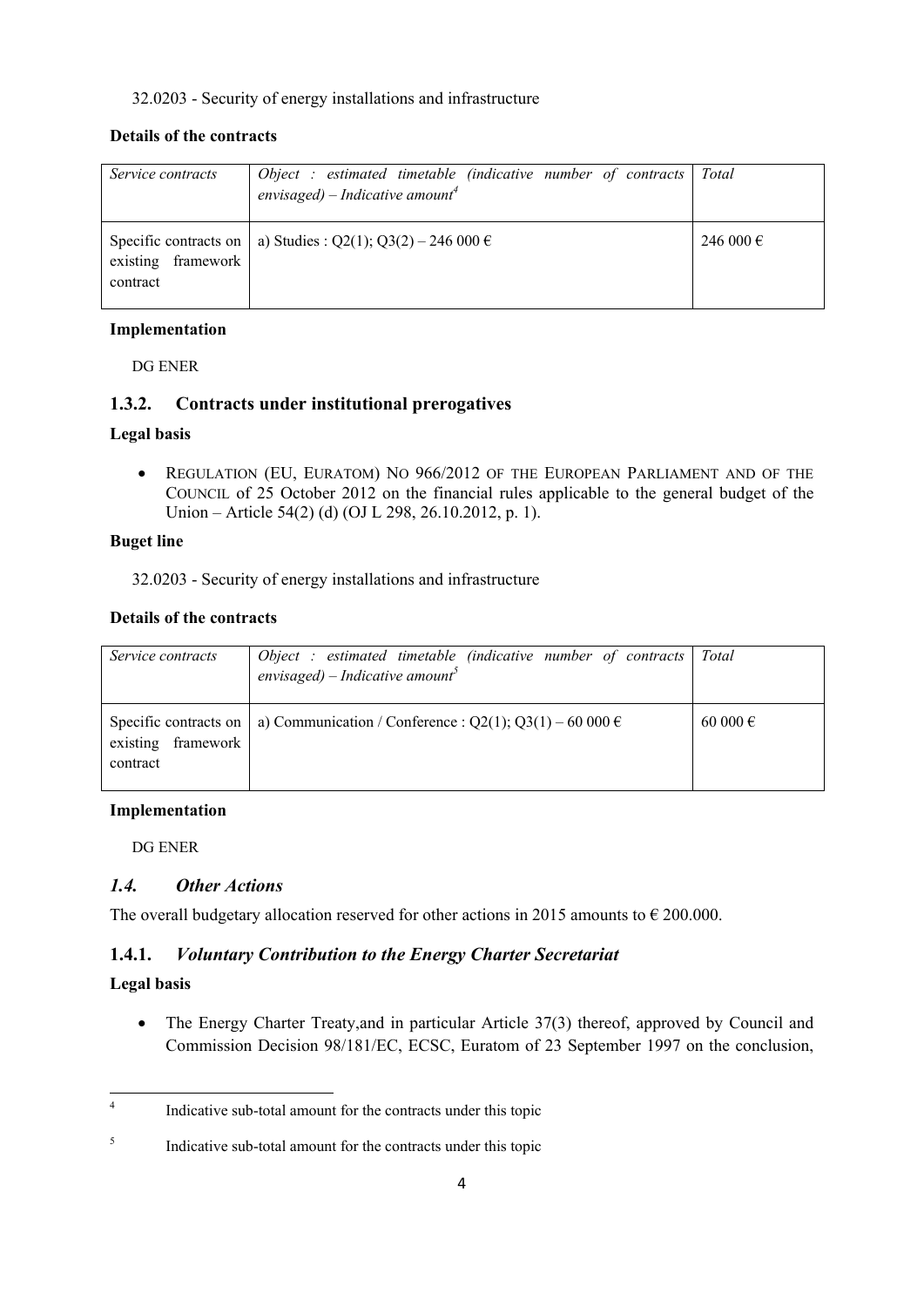32.0203 - Security of energy installations and infrastructure

**Details of the contracts**

| *Service contracts* | *Object : estimated timetable (indicative number of contracts envisaged) – Indicative amount*[4] | *Total* |
|---|---|---|
| Specific contracts on existing framework contract | a) Studies : Q2(1); Q3(2) – 246 000 € | 246 000 € |

**Implementation**

DG ENER

### 1.3.2. Contracts under institutional prerogatives

**Legal basis**

- REGULATION (EU, EURATOM) NO 966/2012 OF THE EUROPEAN PARLIAMENT AND OF THE COUNCIL of 25 October 2012 on the financial rules applicable to the general budget of the Union – Article 54(2) (d) (OJ L 298, 26.10.2012, p. 1).

**Buget line**

32.0203 - Security of energy installations and infrastructure

**Details of the contracts**

| *Service contracts* | *Object : estimated timetable (indicative number of contracts envisaged) – Indicative amount*[5] | *Total* |
|---|---|---|
| Specific contracts on existing framework contract | a) Communication / Conference : Q2(1); Q3(1) – 60 000 € | 60 000 € |

**Implementation**

DG ENER

## *1.4. Other Actions*

The overall budgetary allocation reserved for other actions in 2015 amounts to € 200.000.

### 1.4.1. *Voluntary Contribution to the Energy Charter Secretariat*

**Legal basis**

- The Energy Charter Treaty,and in particular Article 37(3) thereof, approved by Council and Commission Decision 98/181/EC, ECSC, Euratom of 23 September 1997 on the conclusion,

---

[4] Indicative sub-total amount for the contracts under this topic

[5] Indicative sub-total amount for the contracts under this topic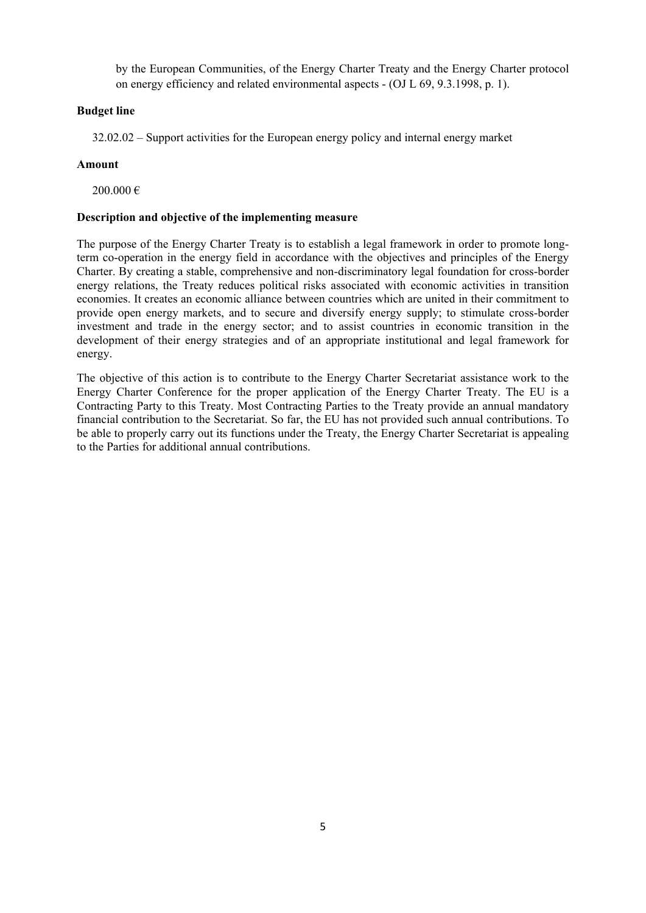by the European Communities, of the Energy Charter Treaty and the Energy Charter protocol on energy efficiency and related environmental aspects - (OJ L 69, 9.3.1998, p. 1).

**Budget line**

32.02.02 – Support activities for the European energy policy and internal energy market

**Amount**

200.000 €

**Description and objective of the implementing measure**

The purpose of the Energy Charter Treaty is to establish a legal framework in order to promote long-term co-operation in the energy field in accordance with the objectives and principles of the Energy Charter. By creating a stable, comprehensive and non-discriminatory legal foundation for cross-border energy relations, the Treaty reduces political risks associated with economic activities in transition economies. It creates an economic alliance between countries which are united in their commitment to provide open energy markets, and to secure and diversify energy supply; to stimulate cross-border investment and trade in the energy sector; and to assist countries in economic transition in the development of their energy strategies and of an appropriate institutional and legal framework for energy.

The objective of this action is to contribute to the Energy Charter Secretariat assistance work to the Energy Charter Conference for the proper application of the Energy Charter Treaty. The EU is a Contracting Party to this Treaty. Most Contracting Parties to the Treaty provide an annual mandatory financial contribution to the Secretariat. So far, the EU has not provided such annual contributions. To be able to properly carry out its functions under the Treaty, the Energy Charter Secretariat is appealing to the Parties for additional annual contributions.